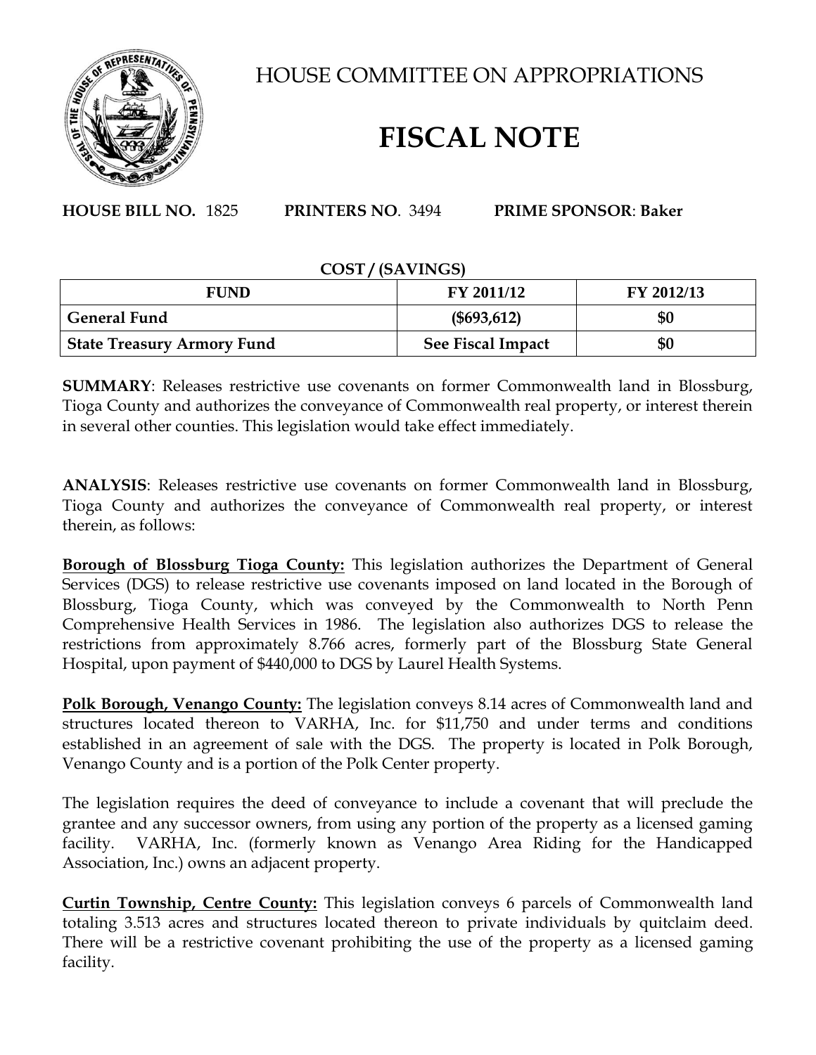# HOUSE COMMITTEE ON APPROPRIATIONS

# FISCAL NOTE

**HOUSE BILL NO.** 1825 **PRINTERS NO**. 3494 **PRIME SPONSOR**: **Baker**

**COST / (SAVINGS)**

| FUND | FY 2011/12 | FY 2012/13 |
|---|---|---|
| **General Fund** | **($693,612)** | **$0** |
| **State Treasury Armory Fund** | **See Fiscal Impact** | **$0** |

**SUMMARY**: Releases restrictive use covenants on former Commonwealth land in Blossburg, Tioga County and authorizes the conveyance of Commonwealth real property, or interest therein in several other counties. This legislation would take effect immediately.

**ANALYSIS**: Releases restrictive use covenants on former Commonwealth land in Blossburg, Tioga County and authorizes the conveyance of Commonwealth real property, or interest therein, as follows:

**Borough of Blossburg Tioga County:** This legislation authorizes the Department of General Services (DGS) to release restrictive use covenants imposed on land located in the Borough of Blossburg, Tioga County, which was conveyed by the Commonwealth to North Penn Comprehensive Health Services in 1986. The legislation also authorizes DGS to release the restrictions from approximately 8.766 acres, formerly part of the Blossburg State General Hospital, upon payment of $440,000 to DGS by Laurel Health Systems.

**Polk Borough, Venango County:** The legislation conveys 8.14 acres of Commonwealth land and structures located thereon to VARHA, Inc. for $11,750 and under terms and conditions established in an agreement of sale with the DGS. The property is located in Polk Borough, Venango County and is a portion of the Polk Center property.

The legislation requires the deed of conveyance to include a covenant that will preclude the grantee and any successor owners, from using any portion of the property as a licensed gaming facility. VARHA, Inc. (formerly known as Venango Area Riding for the Handicapped Association, Inc.) owns an adjacent property.

**Curtin Township, Centre County:** This legislation conveys 6 parcels of Commonwealth land totaling 3.513 acres and structures located thereon to private individuals by quitclaim deed. There will be a restrictive covenant prohibiting the use of the property as a licensed gaming facility.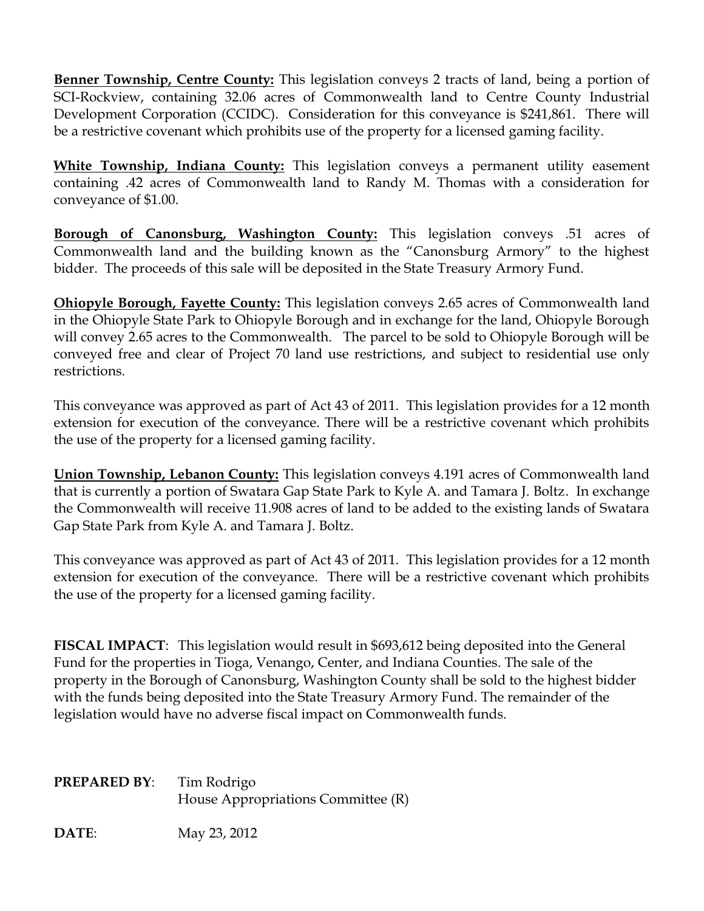**<u>Benner Township, Centre County:</u>** This legislation conveys 2 tracts of land, being a portion of SCI-Rockview, containing 32.06 acres of Commonwealth land to Centre County Industrial Development Corporation (CCIDC). Consideration for this conveyance is $241,861. There will be a restrictive covenant which prohibits use of the property for a licensed gaming facility.

**<u>White Township, Indiana County:</u>** This legislation conveys a permanent utility easement containing .42 acres of Commonwealth land to Randy M. Thomas with a consideration for conveyance of $1.00.

**<u>Borough of Canonsburg, Washington County:</u>** This legislation conveys .51 acres of Commonwealth land and the building known as the "Canonsburg Armory" to the highest bidder. The proceeds of this sale will be deposited in the State Treasury Armory Fund.

**<u>Ohiopyle Borough, Fayette County:</u>** This legislation conveys 2.65 acres of Commonwealth land in the Ohiopyle State Park to Ohiopyle Borough and in exchange for the land, Ohiopyle Borough will convey 2.65 acres to the Commonwealth. The parcel to be sold to Ohiopyle Borough will be conveyed free and clear of Project 70 land use restrictions, and subject to residential use only restrictions.

This conveyance was approved as part of Act 43 of 2011. This legislation provides for a 12 month extension for execution of the conveyance. There will be a restrictive covenant which prohibits the use of the property for a licensed gaming facility.

**<u>Union Township, Lebanon County:</u>** This legislation conveys 4.191 acres of Commonwealth land that is currently a portion of Swatara Gap State Park to Kyle A. and Tamara J. Boltz. In exchange the Commonwealth will receive 11.908 acres of land to be added to the existing lands of Swatara Gap State Park from Kyle A. and Tamara J. Boltz.

This conveyance was approved as part of Act 43 of 2011. This legislation provides for a 12 month extension for execution of the conveyance. There will be a restrictive covenant which prohibits the use of the property for a licensed gaming facility.

**FISCAL IMPACT**: This legislation would result in $693,612 being deposited into the General Fund for the properties in Tioga, Venango, Center, and Indiana Counties. The sale of the property in the Borough of Canonsburg, Washington County shall be sold to the highest bidder with the funds being deposited into the State Treasury Armory Fund. The remainder of the legislation would have no adverse fiscal impact on Commonwealth funds.

**PREPARED BY**: Tim Rodrigo
House Appropriations Committee (R)

**DATE**: May 23, 2012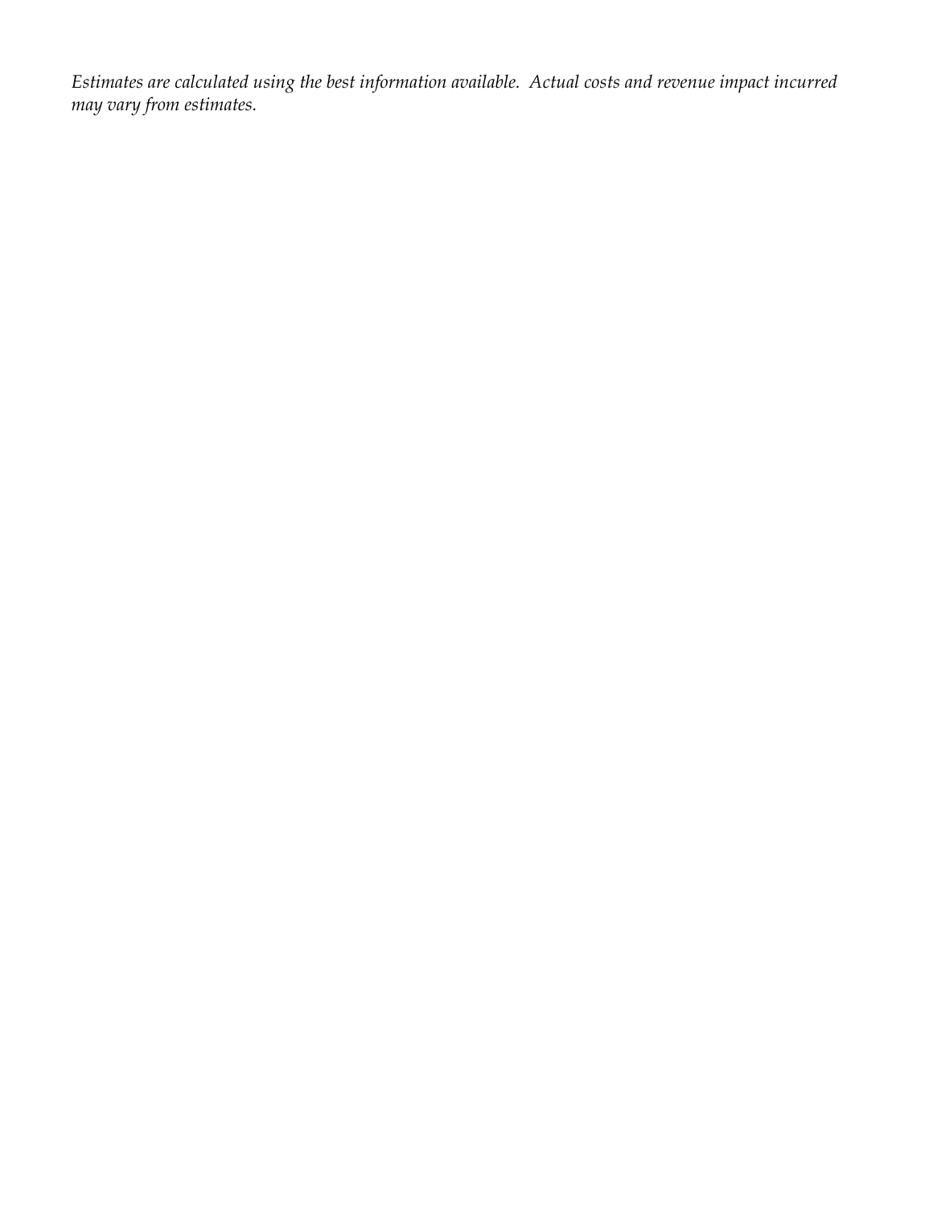*Estimates are calculated using the best information available. Actual costs and revenue impact incurred may vary from estimates.*